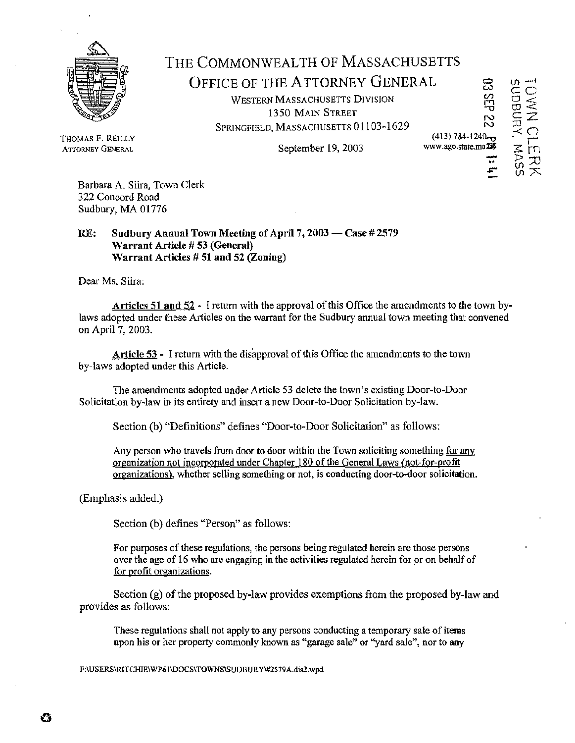# THE COMMONWEALTH OF MASSACHUSETTS
## OFFICE OF THE ATTORNEY GENERAL

WESTERN MASSACHUSETTS DIVISION
1350 MAIN STREET
SPRINGFIELD, MASSACHUSETTS 01103-1629

THOMAS F. REILLY
ATTORNEY GENERAL

September 19, 2003

(413) 784-1240
www.ago.state.ma.us

TOWN CLERK
SUDBURY, MASS
03 SEP 22 PM 1:41

Barbara A. Siira, Town Clerk
322 Concord Road
Sudbury, MA 01776

**RE: Sudbury Annual Town Meeting of April 7, 2003 — Case # 2579**
**Warrant Article # 53 (General)**
**Warrant Articles # 51 and 52 (Zoning)**

Dear Ms. Siira:

**Articles 51 and 52** - I return with the approval of this Office the amendments to the town by-laws adopted under these Articles on the warrant for the Sudbury annual town meeting that convened on April 7, 2003.

**Article 53** - I return with the disapproval of this Office the amendments to the town by-laws adopted under this Article.

The amendments adopted under Article 53 delete the town's existing Door-to-Door Solicitation by-law in its entirety and insert a new Door-to-Door Solicitation by-law.

Section (b) "Definitions" defines "Door-to-Door Solicitation" as follows:

> Any person who travels from door to door within the Town soliciting something for any organization not incorporated under Chapter 180 of the General Laws (not-for-profit organizations), whether selling something or not, is conducting door-to-door solicitation.

(Emphasis added.)

Section (b) defines "Person" as follows:

> For purposes of these regulations, the persons being regulated herein are those persons over the age of 16 who are engaging in the activities regulated herein for or on behalf of for profit organizations.

Section (g) of the proposed by-law provides exemptions from the proposed by-law and provides as follows:

> These regulations shall not apply to any persons conducting a temporary sale of items upon his or her property commonly known as "garage sale" or "yard sale", nor to any

F:\USERS\RITCHIE\WP61\DOCS\TOWNS\SUDBURY\#2579A.dis2.wpd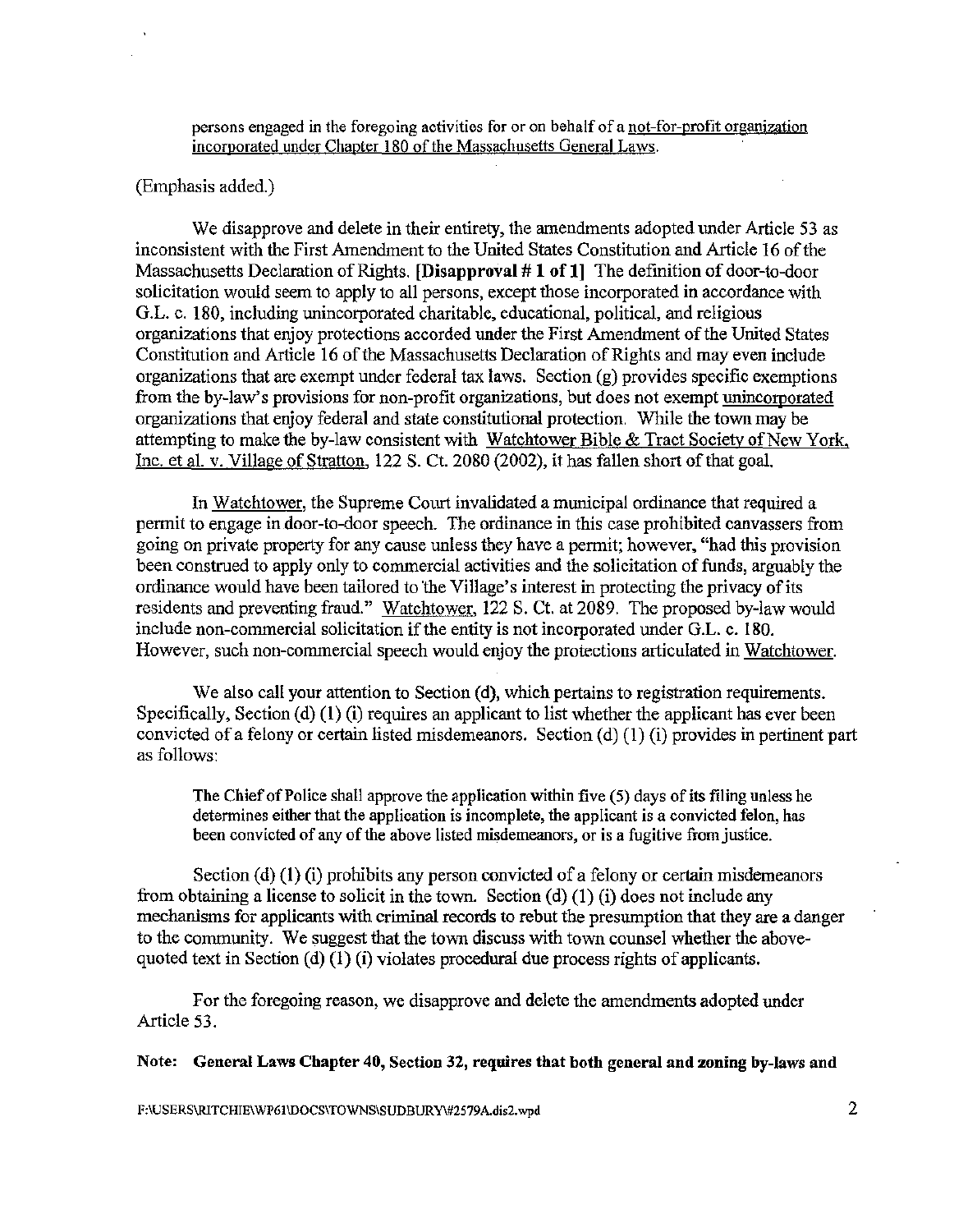persons engaged in the foregoing activities for or on behalf of a not-for-profit organization incorporated under Chapter 180 of the Massachusetts General Laws.

(Emphasis added.)

We disapprove and delete in their entirety, the amendments adopted under Article 53 as inconsistent with the First Amendment to the United States Constitution and Article 16 of the Massachusetts Declaration of Rights. **[Disapproval # 1 of 1]** The definition of door-to-door solicitation would seem to apply to all persons, except those incorporated in accordance with G.L. c. 180, including unincorporated charitable, educational, political, and religious organizations that enjoy protections accorded under the First Amendment of the United States Constitution and Article 16 of the Massachusetts Declaration of Rights and may even include organizations that are exempt under federal tax laws. Section (g) provides specific exemptions from the by-law's provisions for non-profit organizations, but does not exempt unincorporated organizations that enjoy federal and state constitutional protection. While the town may be attempting to make the by-law consistent with Watchtower Bible & Tract Society of New York, Inc. et al. v. Village of Stratton, 122 S. Ct. 2080 (2002), it has fallen short of that goal.

In Watchtower, the Supreme Court invalidated a municipal ordinance that required a permit to engage in door-to-door speech. The ordinance in this case prohibited canvassers from going on private property for any cause unless they have a permit; however, "had this provision been construed to apply only to commercial activities and the solicitation of funds, arguably the ordinance would have been tailored to the Village's interest in protecting the privacy of its residents and preventing fraud." Watchtower, 122 S. Ct. at 2089. The proposed by-law would include non-commercial solicitation if the entity is not incorporated under G.L. c. 180. However, such non-commercial speech would enjoy the protections articulated in Watchtower.

We also call your attention to Section (d), which pertains to registration requirements. Specifically, Section (d) (1) (i) requires an applicant to list whether the applicant has ever been convicted of a felony or certain listed misdemeanors. Section (d) (1) (i) provides in pertinent part as follows:

> The Chief of Police shall approve the application within five (5) days of its filing unless he determines either that the application is incomplete, the applicant is a convicted felon, has been convicted of any of the above listed misdemeanors, or is a fugitive from justice.

Section (d) (1) (i) prohibits any person convicted of a felony or certain misdemeanors from obtaining a license to solicit in the town. Section (d) (1) (i) does not include any mechanisms for applicants with criminal records to rebut the presumption that they are a danger to the community. We suggest that the town discuss with town counsel whether the above-quoted text in Section (d) (1) (i) violates procedural due process rights of applicants.

For the foregoing reason, we disapprove and delete the amendments adopted under Article 53.

**Note: General Laws Chapter 40, Section 32, requires that both general and zoning by-laws and**

F:\USERS\RITCHIE\WP61\DOCS\TOWNS\SUDBURY\#2579A.dis2.wpd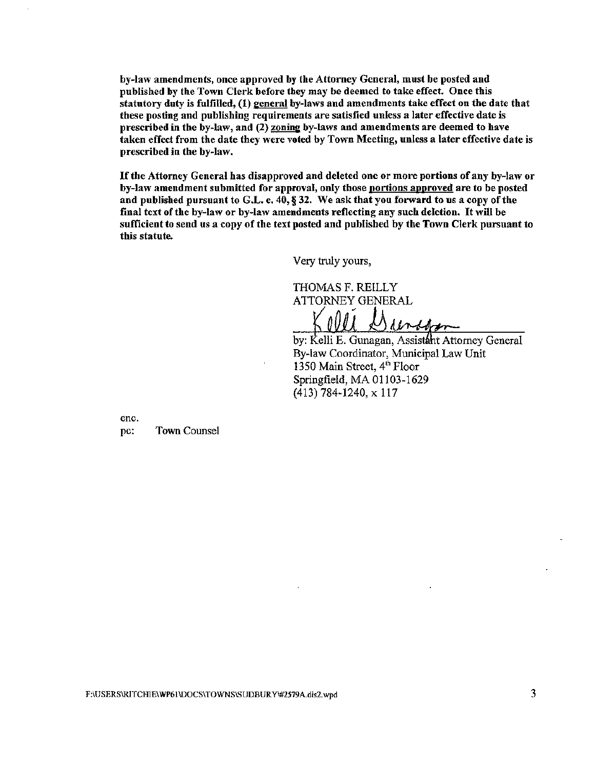**by-law amendments, once approved by the Attorney General, must be posted and published by the Town Clerk before they may be deemed to take effect. Once this statutory duty is fulfilled, (1) general by-laws and amendments take effect on the date that these posting and publishing requirements are satisfied unless a later effective date is prescribed in the by-law, and (2) zoning by-laws and amendments are deemed to have taken effect from the date they were voted by Town Meeting, unless a later effective date is prescribed in the by-law.**

**If the Attorney General has disapproved and deleted one or more portions of any by-law or by-law amendment submitted for approval, only those portions approved are to be posted and published pursuant to G.L. c. 40, § 32. We ask that you forward to us a copy of the final text of the by-law or by-law amendments reflecting any such deletion. It will be sufficient to send us a copy of the text posted and published by the Town Clerk pursuant to this statute.**

Very truly yours,

THOMAS F. REILLY
ATTORNEY GENERAL

Kelli Gunagan

by: Kelli E. Gunagan, Assistant Attorney General
By-law Coordinator, Municipal Law Unit
1350 Main Street, 4th Floor
Springfield, MA 01103-1629
(413) 784-1240, x 117

enc.
pc: Town Counsel

F:\USERS\RITCHIE\WP61\DOCS\TOWNS\SUDBURY\#2579A.dis2.wpd